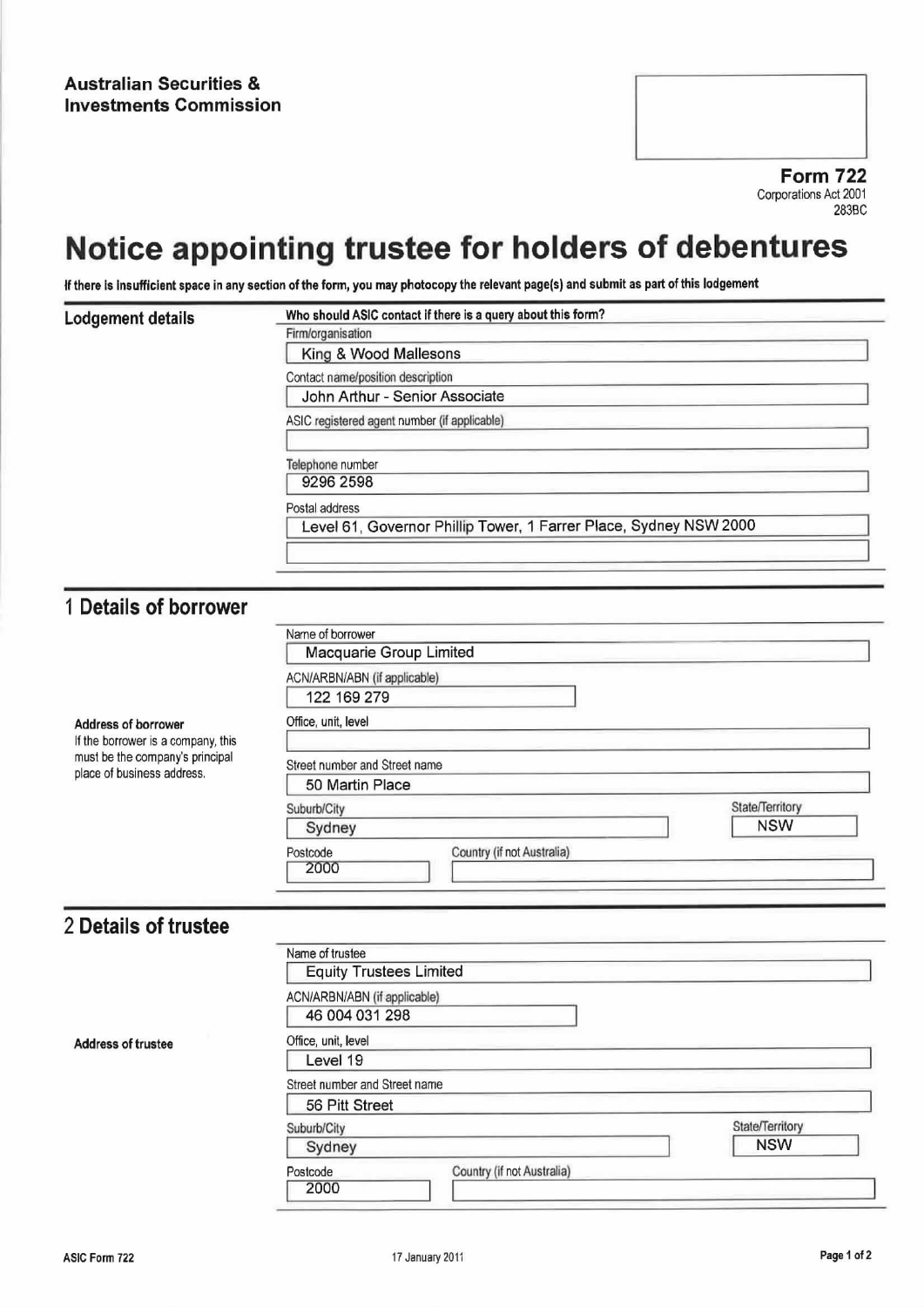**Australian Securities & Investments Commission**

**Form 722**
Corporations Act 2001
283BC

# Notice appointing trustee for holders of debentures

**If there is insufficient space in any section of the form, you may photocopy the relevant page(s) and submit as part of this lodgement**

## Lodgement details

**Who should ASIC contact if there is a query about this form?**

Firm/organisation: King & Wood Mallesons

Contact name/position description: John Arthur - Senior Associate

ASIC registered agent number (if applicable):

Telephone number: 9296 2598

Postal address: Level 61, Governor Phillip Tower, 1 Farrer Place, Sydney NSW 2000

## 1 Details of borrower

Name of borrower: Macquarie Group Limited

ACN/ARBN/ABN (if applicable): 122 169 279

**Address of borrower**
If the borrower is a company, this must be the company's principal place of business address.

Office, unit, level:

Street number and Street name: 50 Martin Place

Suburb/City: Sydney

State/Territory: NSW

Postcode: 2000

Country (if not Australia):

## 2 Details of trustee

Name of trustee: Equity Trustees Limited

ACN/ARBN/ABN (if applicable): 46 004 031 298

**Address of trustee**

Office, unit, level: Level 19

Street number and Street name: 56 Pitt Street

Suburb/City: Sydney

State/Territory: NSW

Postcode: 2000

Country (if not Australia):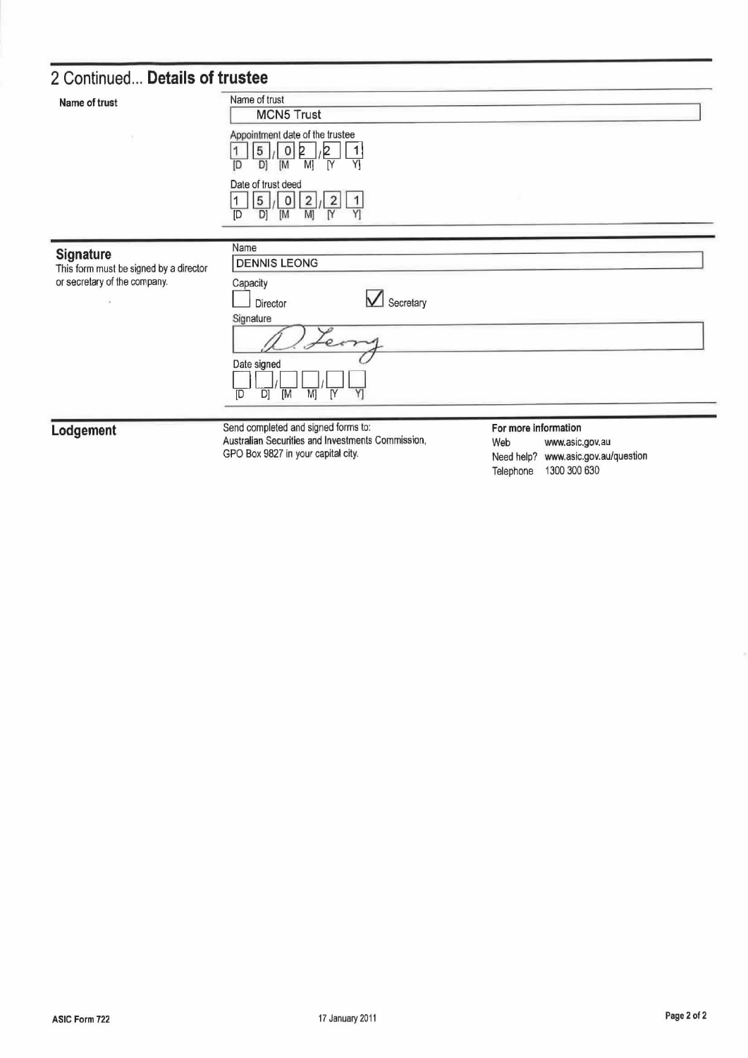## 2 Continued... **Details of trustee**

**Name of trust**

Name of trust

MCN5 Trust

Appointment date of the trustee

15/02/21

[D D] [M M] [Y Y]

Date of trust deed

15/02/21

[D D] [M M] [Y Y]

## Signature

This form must be signed by a director or secretary of the company.

Name

DENNIS LEONG

Capacity

☐ Director ☑ Secretary

Signature

D. Leong

Date signed

 / / 

[D D] [M M] [Y Y]

## Lodgement

Send completed and signed forms to:
Australian Securities and Investments Commission,
GPO Box 9827 in your capital city.

**For more information**

Web www.asic.gov.au
Need help? www.asic.gov.au/question
Telephone 1300 300 630

ASIC Form 722 17 January 2011